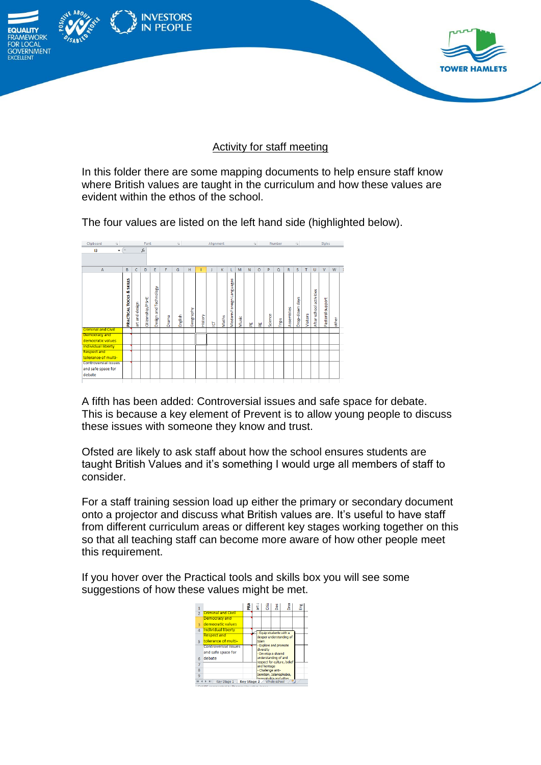Activity for staff meeting

In this folder there are some mapping documents to help ensure staff know where British values are taught in the curriculum and how these values are evident within the ethos of the school.

The four values are listed on the left hand side (highlighted below).

A fifth has been added: Controversial issues and safe space for debate. This is because a key element of Prevent is to allow young people to discuss these issues with someone they know and trust.

Ofsted are likely to ask staff about how the school ensures students are taught British Values and it's something I would urge all members of staff to consider.

For a staff training session load up either the primary or secondary document onto a projector and discuss what British values are. It's useful to have staff from different curriculum areas or different key stages working together on this so that all teaching staff can become more aware of how other people meet this requirement.

If you hover over the Practical tools and skills box you will see some suggestions of how these values might be met.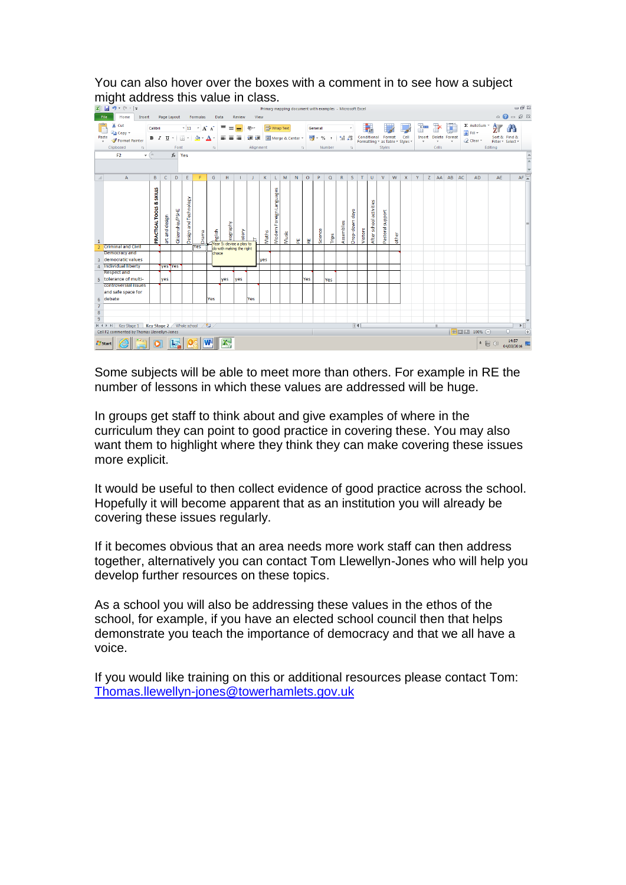You can also hover over the boxes with a comment in to see how a subject might address this value in class.

Some subjects will be able to meet more than others. For example in RE the number of lessons in which these values are addressed will be huge.

In groups get staff to think about and give examples of where in the curriculum they can point to good practice in covering these. You may also want them to highlight where they think they can make covering these issues more explicit.

It would be useful to then collect evidence of good practice across the school. Hopefully it will become apparent that as an institution you will already be covering these issues regularly.

If it becomes obvious that an area needs more work staff can then address together, alternatively you can contact Tom Llewellyn-Jones who will help you develop further resources on these topics.

As a school you will also be addressing these values in the ethos of the school, for example, if you have an elected school council then that helps demonstrate you teach the importance of democracy and that we all have a voice.

If you would like training on this or additional resources please contact Tom: [Thomas.llewellyn-jones@towerhamlets.gov.uk](mailto:Thomas.llewellyn-jones@towerhamlets.gov.uk)